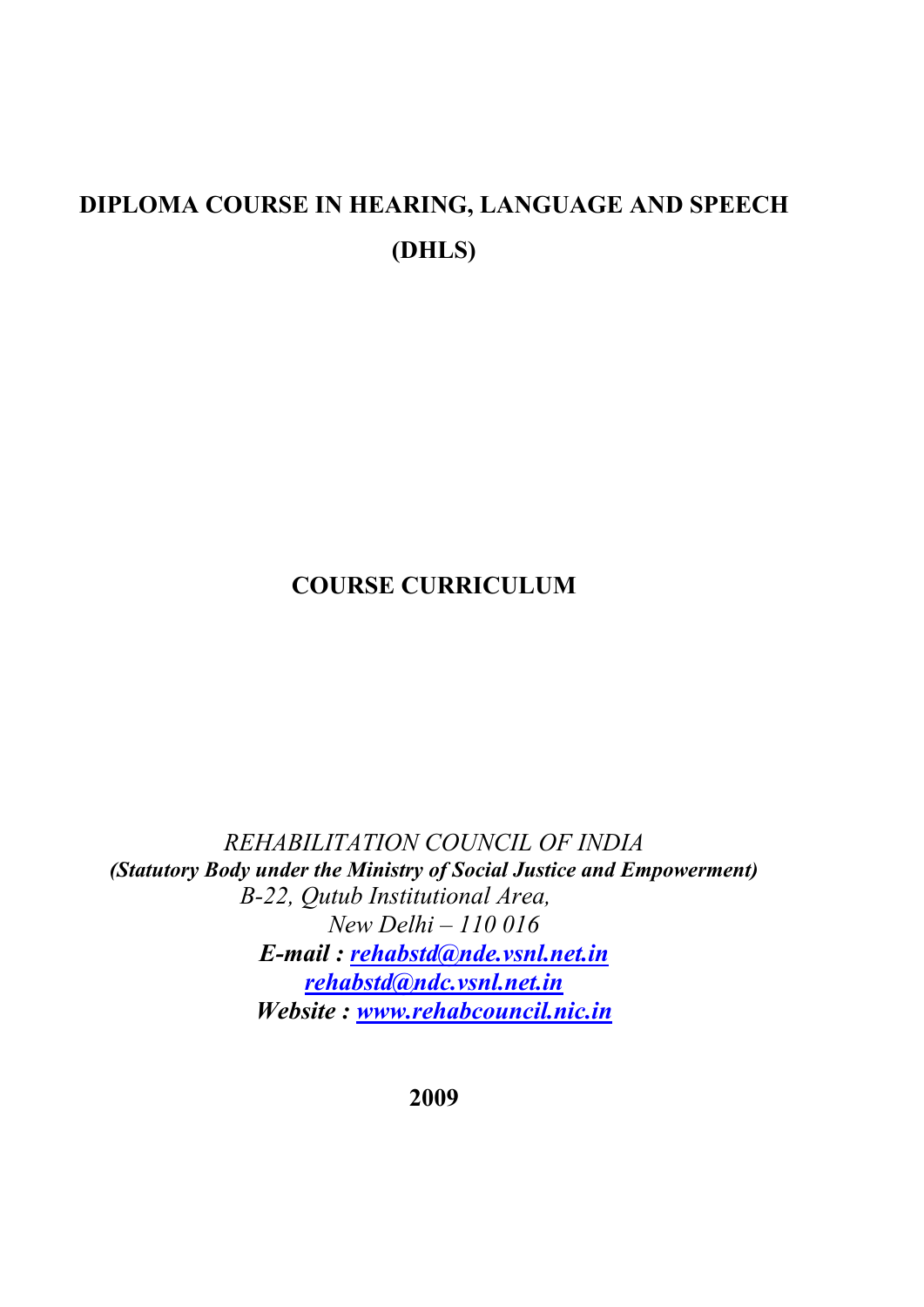# DIPLOMA COURSE IN HEARING, LANGUAGE AND SPEECH (DHLS)

## COURSE CURRICULUM

*REHABILITATION COUNCIL OF INDIA*

***(Statutory Body under the Ministry of Social Justice and Empowerment)***

*B-22, Qutub Institutional Area,*

*New Delhi – 110 016*

***E-mail : rehabstd@nde.vsnl.net.in***

***rehabstd@ndc.vsnl.net.in***

***Website : www.rehabcouncil.nic.in***

**2009**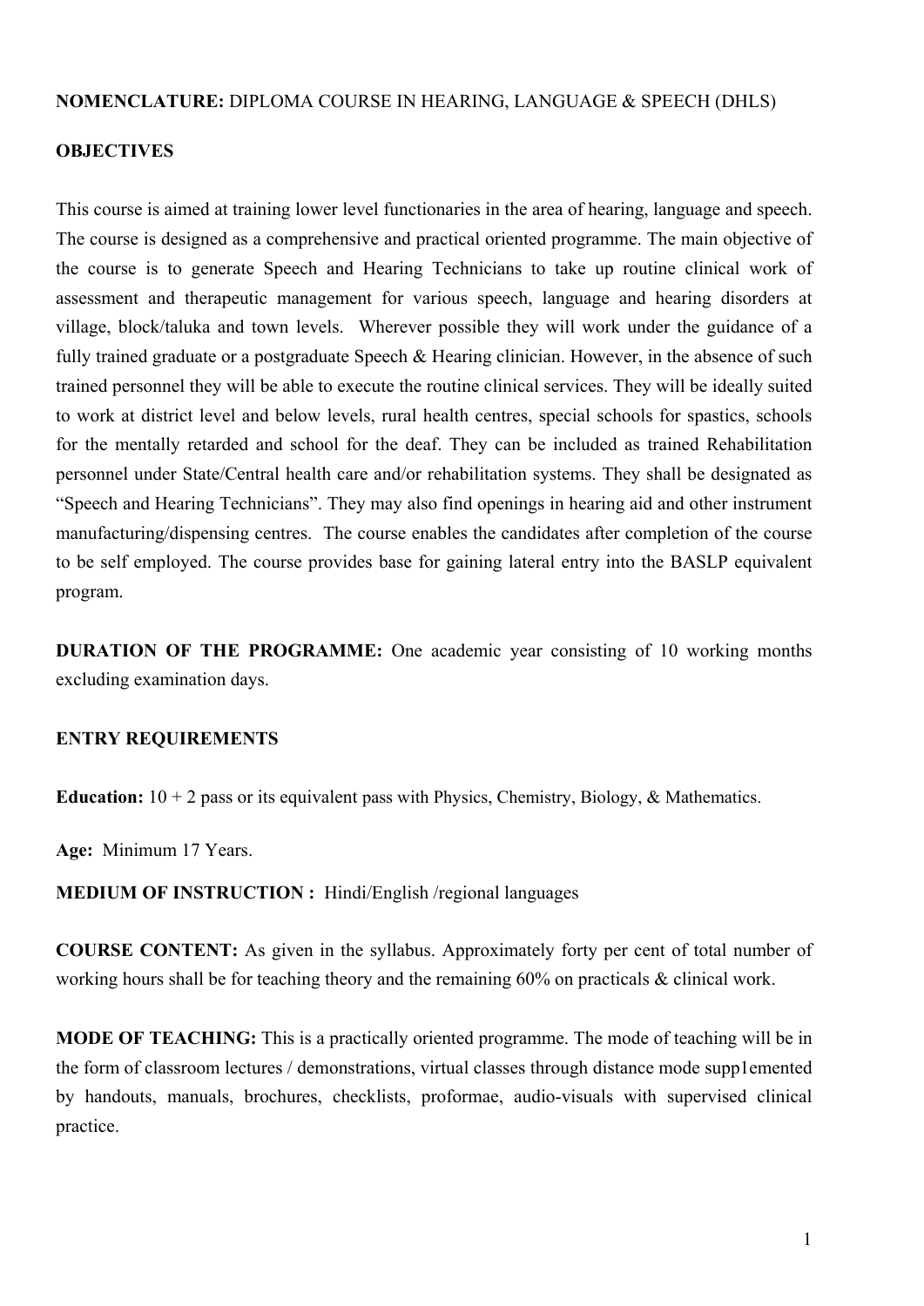**NOMENCLATURE:** DIPLOMA COURSE IN HEARING, LANGUAGE & SPEECH (DHLS)

**OBJECTIVES**

This course is aimed at training lower level functionaries in the area of hearing, language and speech. The course is designed as a comprehensive and practical oriented programme. The main objective of the course is to generate Speech and Hearing Technicians to take up routine clinical work of assessment and therapeutic management for various speech, language and hearing disorders at village, block/taluka and town levels. Wherever possible they will work under the guidance of a fully trained graduate or a postgraduate Speech & Hearing clinician. However, in the absence of such trained personnel they will be able to execute the routine clinical services. They will be ideally suited to work at district level and below levels, rural health centres, special schools for spastics, schools for the mentally retarded and school for the deaf. They can be included as trained Rehabilitation personnel under State/Central health care and/or rehabilitation systems. They shall be designated as "Speech and Hearing Technicians". They may also find openings in hearing aid and other instrument manufacturing/dispensing centres. The course enables the candidates after completion of the course to be self employed. The course provides base for gaining lateral entry into the BASLP equivalent program.

**DURATION OF THE PROGRAMME:** One academic year consisting of 10 working months excluding examination days.

**ENTRY REQUIREMENTS**

**Education:** 10 + 2 pass or its equivalent pass with Physics, Chemistry, Biology, & Mathematics.

**Age:** Minimum 17 Years.

**MEDIUM OF INSTRUCTION :** Hindi/English /regional languages

**COURSE CONTENT:** As given in the syllabus. Approximately forty per cent of total number of working hours shall be for teaching theory and the remaining 60% on practicals & clinical work.

**MODE OF TEACHING:** This is a practically oriented programme. The mode of teaching will be in the form of classroom lectures / demonstrations, virtual classes through distance mode supp1emented by handouts, manuals, brochures, checklists, proformae, audio-visuals with supervised clinical practice.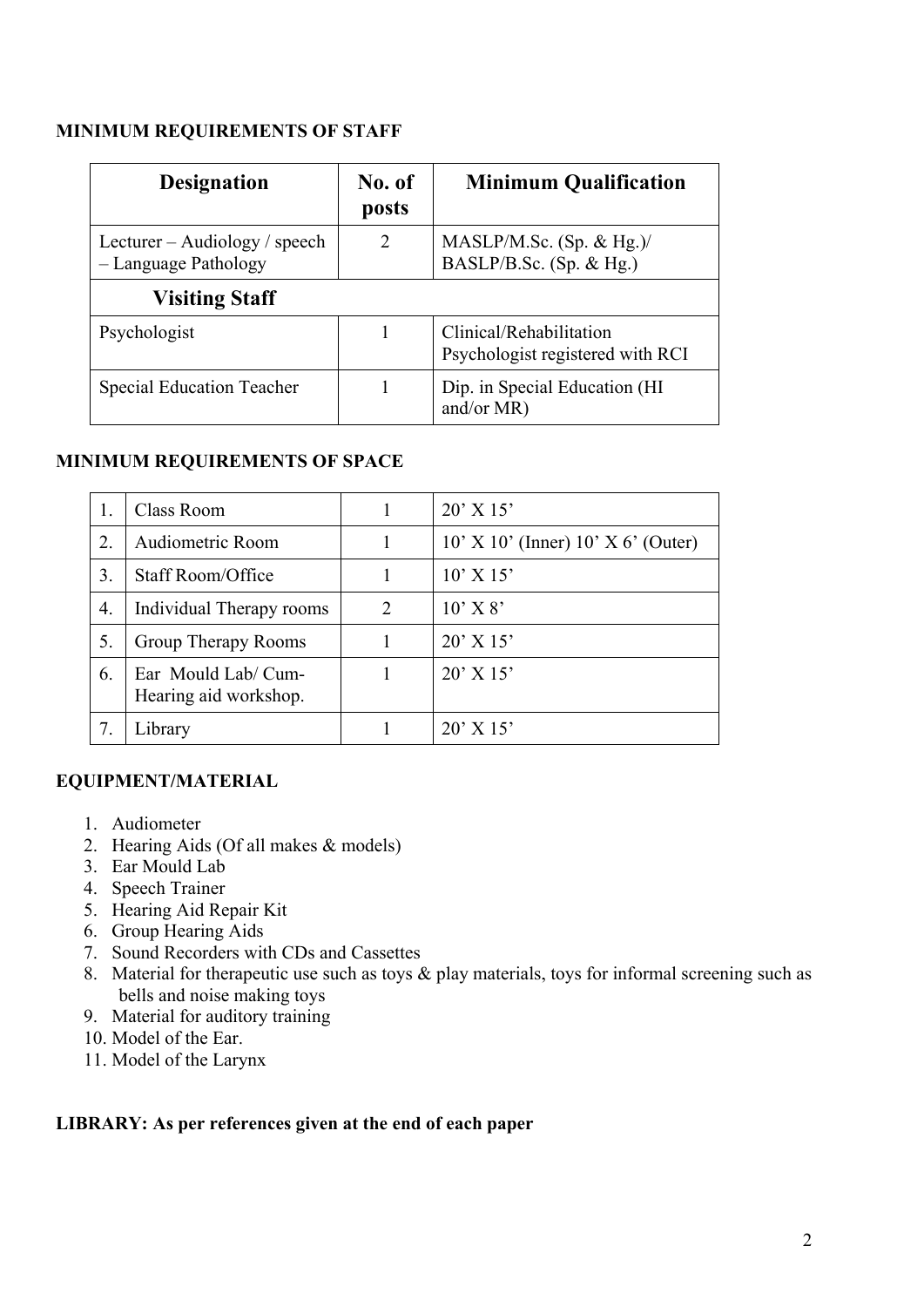**MINIMUM REQUIREMENTS OF STAFF**

| Designation | No. of posts | Minimum Qualification |
|---|---|---|
| Lecturer – Audiology / speech – Language Pathology | 2 | MASLP/M.Sc. (Sp. & Hg.)/ BASLP/B.Sc. (Sp. & Hg.) |
| **Visiting Staff** | | |
| Psychologist | 1 | Clinical/Rehabilitation Psychologist registered with RCI |
| Special Education Teacher | 1 | Dip. in Special Education (HI and/or MR) |

**MINIMUM REQUIREMENTS OF SPACE**

| | | | |
|---|---|---|---|
| 1. | Class Room | 1 | 20' X 15' |
| 2. | Audiometric Room | 1 | 10' X 10' (Inner) 10' X 6' (Outer) |
| 3. | Staff Room/Office | 1 | 10' X 15' |
| 4. | Individual Therapy rooms | 2 | 10' X 8' |
| 5. | Group Therapy Rooms | 1 | 20' X 15' |
| 6. | Ear Mould Lab/ Cum-Hearing aid workshop. | 1 | 20' X 15' |
| 7. | Library | 1 | 20' X 15' |

**EQUIPMENT/MATERIAL**

1. Audiometer
2. Hearing Aids (Of all makes & models)
3. Ear Mould Lab
4. Speech Trainer
5. Hearing Aid Repair Kit
6. Group Hearing Aids
7. Sound Recorders with CDs and Cassettes
8. Material for therapeutic use such as toys & play materials, toys for informal screening such as bells and noise making toys
9. Material for auditory training
10. Model of the Ear.
11. Model of the Larynx

**LIBRARY: As per references given at the end of each paper**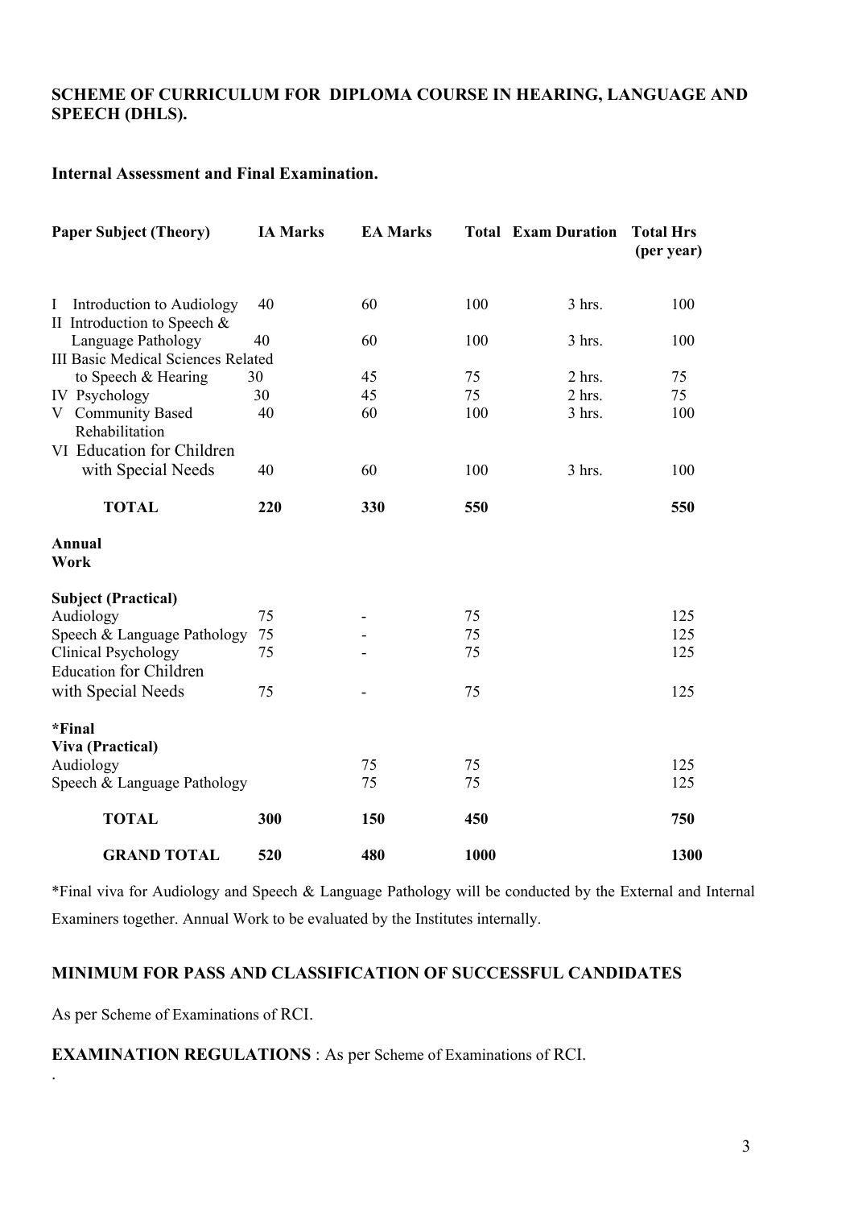**SCHEME OF CURRICULUM FOR DIPLOMA COURSE IN HEARING, LANGUAGE AND SPEECH (DHLS).**

**Internal Assessment and Final Examination.**

| Paper Subject (Theory) | IA Marks | EA Marks | Total | Exam Duration | Total Hrs (per year) |
|---|---|---|---|---|---|
| I Introduction to Audiology | 40 | 60 | 100 | 3 hrs. | 100 |
| II Introduction to Speech & Language Pathology | 40 | 60 | 100 | 3 hrs. | 100 |
| III Basic Medical Sciences Related to Speech & Hearing | 30 | 45 | 75 | 2 hrs. | 75 |
| IV Psychology | 30 | 45 | 75 | 2 hrs. | 75 |
| V Community Based Rehabilitation | 40 | 60 | 100 | 3 hrs. | 100 |
| VI Education for Children with Special Needs | 40 | 60 | 100 | 3 hrs. | 100 |
| **TOTAL** | **220** | **330** | **550** | | **550** |
| **Annual Work** | | | | | |
| **Subject (Practical)** | | | | | |
| Audiology | 75 | - | 75 | | 125 |
| Speech & Language Pathology | 75 | - | 75 | | 125 |
| Clinical Psychology | 75 | - | 75 | | 125 |
| Education for Children with Special Needs | 75 | - | 75 | | 125 |
| **\*Final Viva (Practical)** | | | | | |
| Audiology | | 75 | 75 | | 125 |
| Speech & Language Pathology | | 75 | 75 | | 125 |
| **TOTAL** | **300** | **150** | **450** | | **750** |
| **GRAND TOTAL** | **520** | **480** | **1000** | | **1300** |

*Final viva for Audiology and Speech & Language Pathology will be conducted by the External and Internal Examiners together. Annual Work to be evaluated by the Institutes internally.

**MINIMUM FOR PASS AND CLASSIFICATION OF SUCCESSFUL CANDIDATES**

As per Scheme of Examinations of RCI.

**EXAMINATION REGULATIONS** : As per Scheme of Examinations of RCI.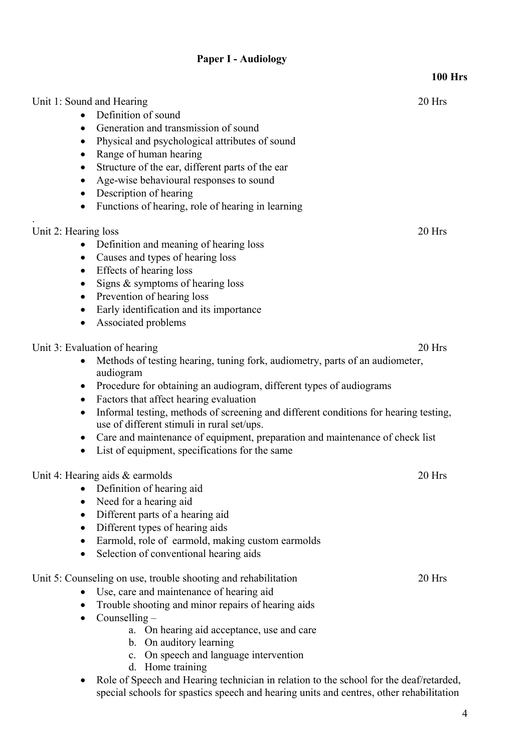## Paper I - Audiology

**100 Hrs**

Unit 1: Sound and Hearing — 20 Hrs

- Definition of sound
- Generation and transmission of sound
- Physical and psychological attributes of sound
- Range of human hearing
- Structure of the ear, different parts of the ear
- Age-wise behavioural responses to sound
- Description of hearing
- Functions of hearing, role of hearing in learning

.

Unit 2: Hearing loss — 20 Hrs

- Definition and meaning of hearing loss
- Causes and types of hearing loss
- Effects of hearing loss
- Signs & symptoms of hearing loss
- Prevention of hearing loss
- Early identification and its importance
- Associated problems

Unit 3: Evaluation of hearing — 20 Hrs

- Methods of testing hearing, tuning fork, audiometry, parts of an audiometer, audiogram
- Procedure for obtaining an audiogram, different types of audiograms
- Factors that affect hearing evaluation
- Informal testing, methods of screening and different conditions for hearing testing, use of different stimuli in rural set/ups.
- Care and maintenance of equipment, preparation and maintenance of check list
- List of equipment, specifications for the same

Unit 4: Hearing aids & earmolds — 20 Hrs

- Definition of hearing aid
- Need for a hearing aid
- Different parts of a hearing aid
- Different types of hearing aids
- Earmold, role of earmold, making custom earmolds
- Selection of conventional hearing aids

Unit 5: Counseling on use, trouble shooting and rehabilitation — 20 Hrs

- Use, care and maintenance of hearing aid
- Trouble shooting and minor repairs of hearing aids
- Counselling –
  a. On hearing aid acceptance, use and care
  b. On auditory learning
  c. On speech and language intervention
  d. Home training
- Role of Speech and Hearing technician in relation to the school for the deaf/retarded, special schools for spastics speech and hearing units and centres, other rehabilitation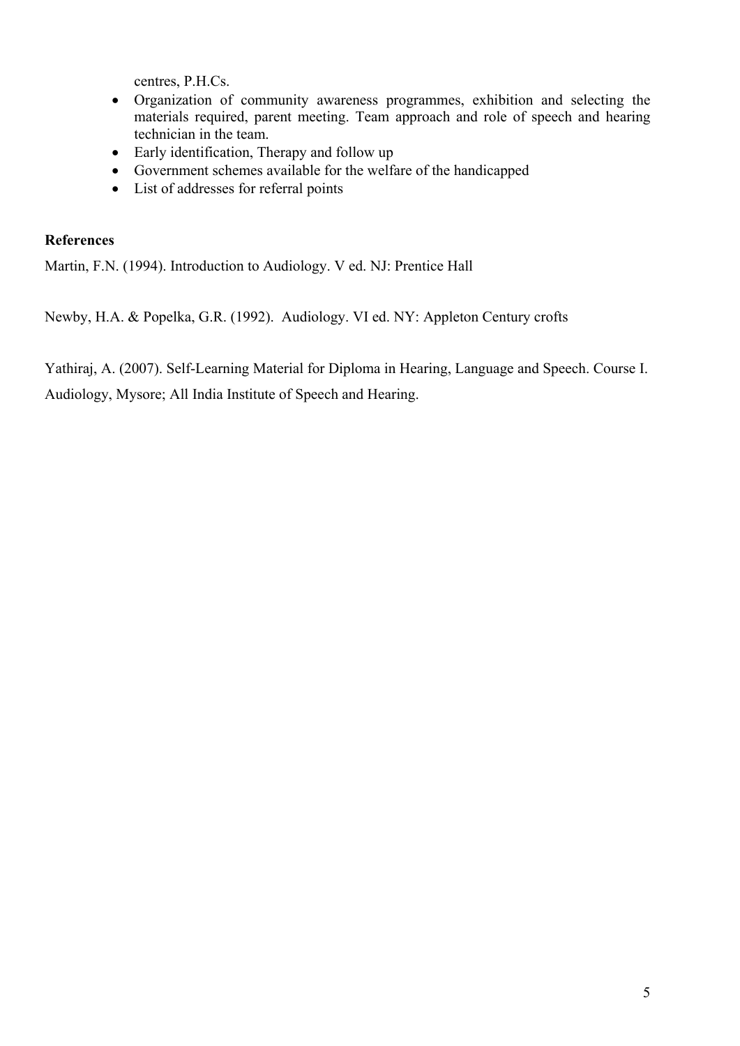centres, P.H.Cs.

- Organization of community awareness programmes, exhibition and selecting the materials required, parent meeting. Team approach and role of speech and hearing technician in the team.
- Early identification, Therapy and follow up
- Government schemes available for the welfare of the handicapped
- List of addresses for referral points

**References**

Martin, F.N. (1994). Introduction to Audiology. V ed. NJ: Prentice Hall

Newby, H.A. & Popelka, G.R. (1992). Audiology. VI ed. NY: Appleton Century crofts

Yathiraj, A. (2007). Self-Learning Material for Diploma in Hearing, Language and Speech. Course I. Audiology, Mysore; All India Institute of Speech and Hearing.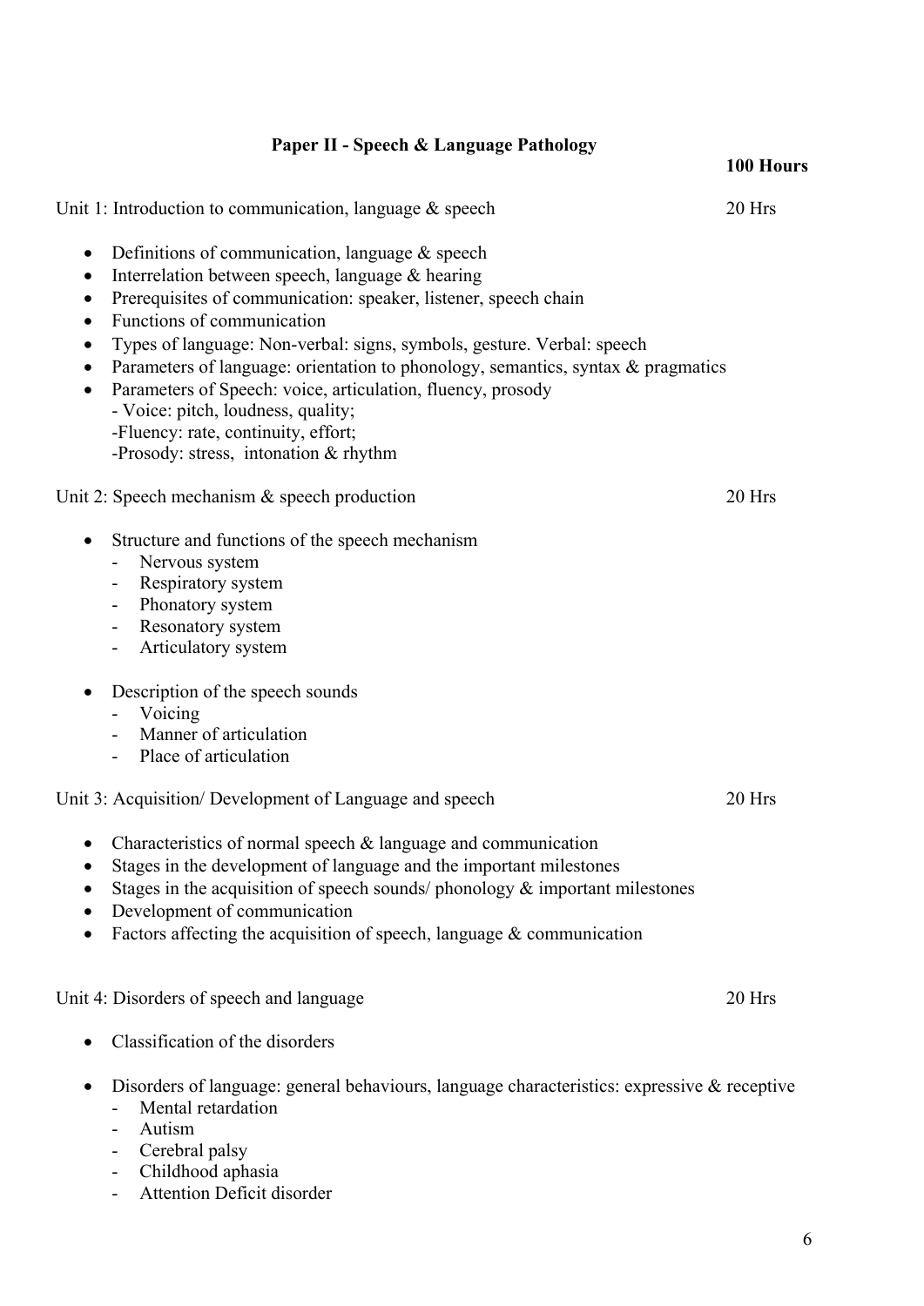## Paper II - Speech & Language Pathology

**100 Hours**

Unit 1: Introduction to communication, language & speech — 20 Hrs

- Definitions of communication, language & speech
- Interrelation between speech, language & hearing
- Prerequisites of communication: speaker, listener, speech chain
- Functions of communication
- Types of language: Non-verbal: signs, symbols, gesture. Verbal: speech
- Parameters of language: orientation to phonology, semantics, syntax & pragmatics
- Parameters of Speech: voice, articulation, fluency, prosody
  - Voice: pitch, loudness, quality;
  - Fluency: rate, continuity, effort;
  - Prosody: stress, intonation & rhythm

Unit 2: Speech mechanism & speech production — 20 Hrs

- Structure and functions of the speech mechanism
  - Nervous system
  - Respiratory system
  - Phonatory system
  - Resonatory system
  - Articulatory system
- Description of the speech sounds
  - Voicing
  - Manner of articulation
  - Place of articulation

Unit 3: Acquisition/ Development of Language and speech — 20 Hrs

- Characteristics of normal speech & language and communication
- Stages in the development of language and the important milestones
- Stages in the acquisition of speech sounds/ phonology & important milestones
- Development of communication
- Factors affecting the acquisition of speech, language & communication

Unit 4: Disorders of speech and language — 20 Hrs

- Classification of the disorders
- Disorders of language: general behaviours, language characteristics: expressive & receptive
  - Mental retardation
  - Autism
  - Cerebral palsy
  - Childhood aphasia
  - Attention Deficit disorder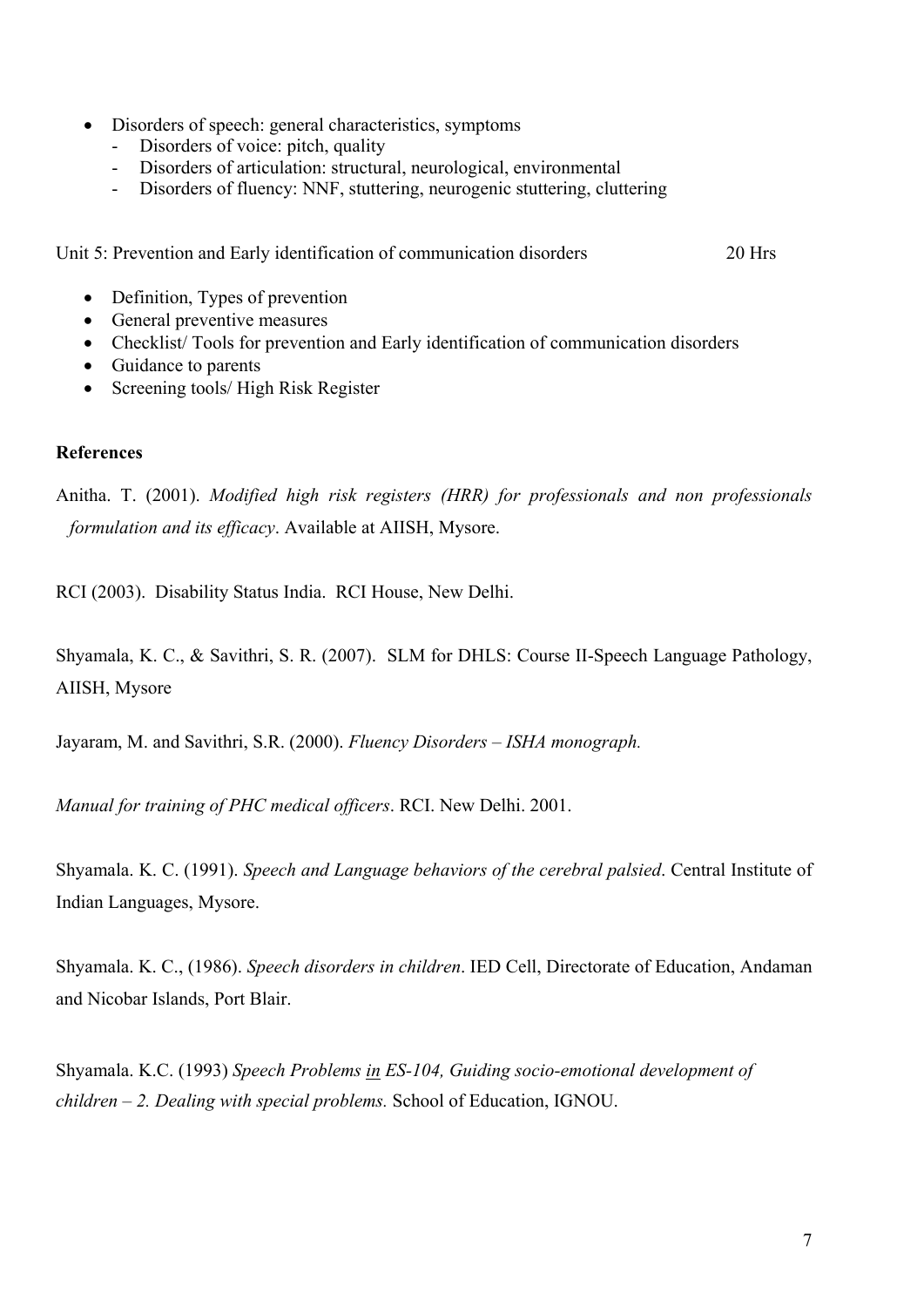- Disorders of speech: general characteristics, symptoms
  - Disorders of voice: pitch, quality
  - Disorders of articulation: structural, neurological, environmental
  - Disorders of fluency: NNF, stuttering, neurogenic stuttering, cluttering

Unit 5: Prevention and Early identification of communication disorders 20 Hrs

- Definition, Types of prevention
- General preventive measures
- Checklist/ Tools for prevention and Early identification of communication disorders
- Guidance to parents
- Screening tools/ High Risk Register

**References**

Anitha. T. (2001). *Modified high risk registers (HRR) for professionals and non professionals formulation and its efficacy*. Available at AIISH, Mysore.

RCI (2003). Disability Status India. RCI House, New Delhi.

Shyamala, K. C., & Savithri, S. R. (2007). SLM for DHLS: Course II-Speech Language Pathology, AIISH, Mysore

Jayaram, M. and Savithri, S.R. (2000). *Fluency Disorders – ISHA monograph.*

*Manual for training of PHC medical officers*. RCI. New Delhi. 2001.

Shyamala. K. C. (1991). *Speech and Language behaviors of the cerebral palsied*. Central Institute of Indian Languages, Mysore.

Shyamala. K. C., (1986). *Speech disorders in children*. IED Cell, Directorate of Education, Andaman and Nicobar Islands, Port Blair.

Shyamala. K.C. (1993) *Speech Problems in ES-104, Guiding socio-emotional development of children – 2. Dealing with special problems.* School of Education, IGNOU.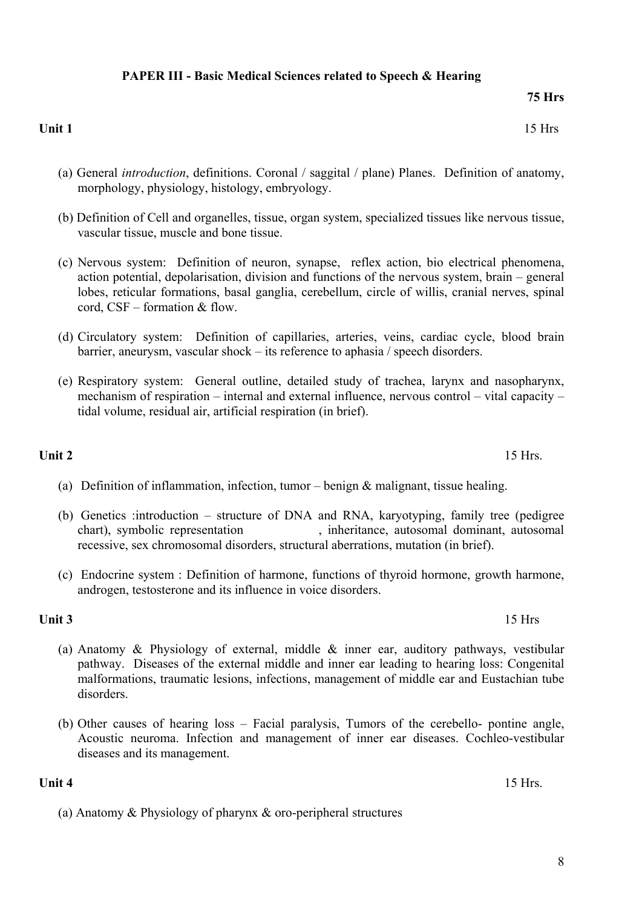**PAPER III - Basic Medical Sciences related to Speech & Hearing**

**75 Hrs**

**Unit 1** 15 Hrs

(a) General *introduction*, definitions. Coronal / saggital / plane) Planes. Definition of anatomy, morphology, physiology, histology, embryology.

(b) Definition of Cell and organelles, tissue, organ system, specialized tissues like nervous tissue, vascular tissue, muscle and bone tissue.

(c) Nervous system: Definition of neuron, synapse, reflex action, bio electrical phenomena, action potential, depolarisation, division and functions of the nervous system, brain – general lobes, reticular formations, basal ganglia, cerebellum, circle of willis, cranial nerves, spinal cord, CSF – formation & flow.

(d) Circulatory system: Definition of capillaries, arteries, veins, cardiac cycle, blood brain barrier, aneurysm, vascular shock – its reference to aphasia / speech disorders.

(e) Respiratory system: General outline, detailed study of trachea, larynx and nasopharynx, mechanism of respiration – internal and external influence, nervous control – vital capacity – tidal volume, residual air, artificial respiration (in brief).

**Unit 2** 15 Hrs.

(a) Definition of inflammation, infection, tumor – benign & malignant, tissue healing.

(b) Genetics :introduction – structure of DNA and RNA, karyotyping, family tree (pedigree chart), symbolic representation , inheritance, autosomal dominant, autosomal recessive, sex chromosomal disorders, structural aberrations, mutation (in brief).

(c) Endocrine system : Definition of harmone, functions of thyroid hormone, growth harmone, androgen, testosterone and its influence in voice disorders.

**Unit 3** 15 Hrs

(a) Anatomy & Physiology of external, middle & inner ear, auditory pathways, vestibular pathway. Diseases of the external middle and inner ear leading to hearing loss: Congenital malformations, traumatic lesions, infections, management of middle ear and Eustachian tube disorders.

(b) Other causes of hearing loss – Facial paralysis, Tumors of the cerebello- pontine angle, Acoustic neuroma. Infection and management of inner ear diseases. Cochleo-vestibular diseases and its management.

**Unit 4** 15 Hrs.

(a) Anatomy & Physiology of pharynx & oro-peripheral structures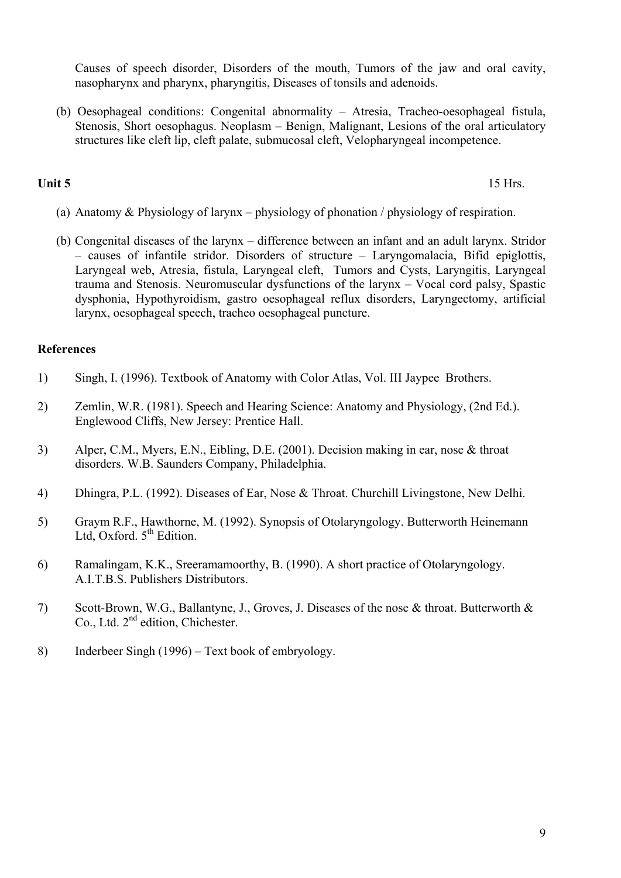Causes of speech disorder, Disorders of the mouth, Tumors of the jaw and oral cavity, nasopharynx and pharynx, pharyngitis, Diseases of tonsils and adenoids.

(b) Oesophageal conditions: Congenital abnormality – Atresia, Tracheo-oesophageal fistula, Stenosis, Short oesophagus. Neoplasm – Benign, Malignant, Lesions of the oral articulatory structures like cleft lip, cleft palate, submucosal cleft, Velopharyngeal incompetence.

**Unit 5** 15 Hrs.

(a) Anatomy & Physiology of larynx – physiology of phonation / physiology of respiration.

(b) Congenital diseases of the larynx – difference between an infant and an adult larynx. Stridor – causes of infantile stridor. Disorders of structure – Laryngomalacia, Bifid epiglottis, Laryngeal web, Atresia, fistula, Laryngeal cleft, Tumors and Cysts, Laryngitis, Laryngeal trauma and Stenosis. Neuromuscular dysfunctions of the larynx – Vocal cord palsy, Spastic dysphonia, Hypothyroidism, gastro oesophageal reflux disorders, Laryngectomy, artificial larynx, oesophageal speech, tracheo oesophageal puncture.

**References**

1) Singh, I. (1996). Textbook of Anatomy with Color Atlas, Vol. III Jaypee Brothers.

2) Zemlin, W.R. (1981). Speech and Hearing Science: Anatomy and Physiology, (2nd Ed.). Englewood Cliffs, New Jersey: Prentice Hall.

3) Alper, C.M., Myers, E.N., Eibling, D.E. (2001). Decision making in ear, nose & throat disorders. W.B. Saunders Company, Philadelphia.

4) Dhingra, P.L. (1992). Diseases of Ear, Nose & Throat. Churchill Livingstone, New Delhi.

5) Graym R.F., Hawthorne, M. (1992). Synopsis of Otolaryngology. Butterworth Heinemann Ltd, Oxford. 5th Edition.

6) Ramalingam, K.K., Sreeramamoorthy, B. (1990). A short practice of Otolaryngology. A.I.T.B.S. Publishers Distributors.

7) Scott-Brown, W.G., Ballantyne, J., Groves, J. Diseases of the nose & throat. Butterworth & Co., Ltd. 2nd edition, Chichester.

8) Inderbeer Singh (1996) – Text book of embryology.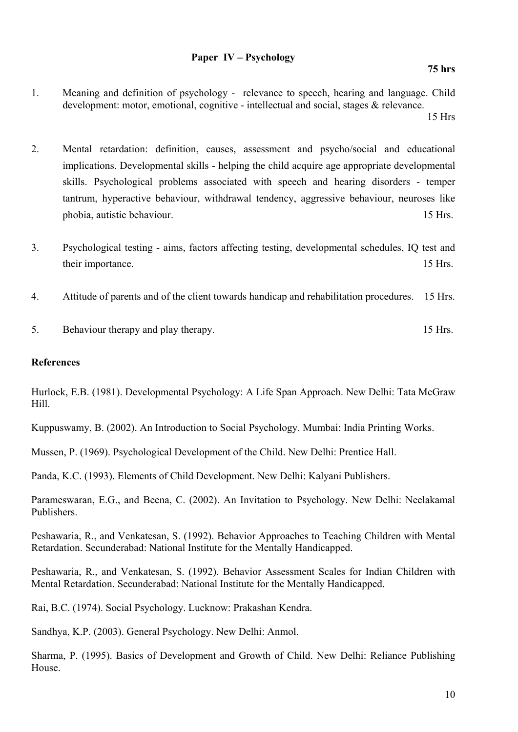## Paper IV – Psychology

**75 hrs**

1. Meaning and definition of psychology - relevance to speech, hearing and language. Child development: motor, emotional, cognitive - intellectual and social, stages & relevance. 15 Hrs

2. Mental retardation: definition, causes, assessment and psycho/social and educational implications. Developmental skills - helping the child acquire age appropriate developmental skills. Psychological problems associated with speech and hearing disorders - temper tantrum, hyperactive behaviour, withdrawal tendency, aggressive behaviour, neuroses like phobia, autistic behaviour. 15 Hrs.

3. Psychological testing - aims, factors affecting testing, developmental schedules, IQ test and their importance. 15 Hrs.

4. Attitude of parents and of the client towards handicap and rehabilitation procedures. 15 Hrs.

5. Behaviour therapy and play therapy. 15 Hrs.

### References

Hurlock, E.B. (1981). Developmental Psychology: A Life Span Approach. New Delhi: Tata McGraw Hill.

Kuppuswamy, B. (2002). An Introduction to Social Psychology. Mumbai: India Printing Works.

Mussen, P. (1969). Psychological Development of the Child. New Delhi: Prentice Hall.

Panda, K.C. (1993). Elements of Child Development. New Delhi: Kalyani Publishers.

Parameswaran, E.G., and Beena, C. (2002). An Invitation to Psychology. New Delhi: Neelakamal Publishers.

Peshawaria, R., and Venkatesan, S. (1992). Behavior Approaches to Teaching Children with Mental Retardation. Secunderabad: National Institute for the Mentally Handicapped.

Peshawaria, R., and Venkatesan, S. (1992). Behavior Assessment Scales for Indian Children with Mental Retardation. Secunderabad: National Institute for the Mentally Handicapped.

Rai, B.C. (1974). Social Psychology. Lucknow: Prakashan Kendra.

Sandhya, K.P. (2003). General Psychology. New Delhi: Anmol.

Sharma, P. (1995). Basics of Development and Growth of Child. New Delhi: Reliance Publishing House.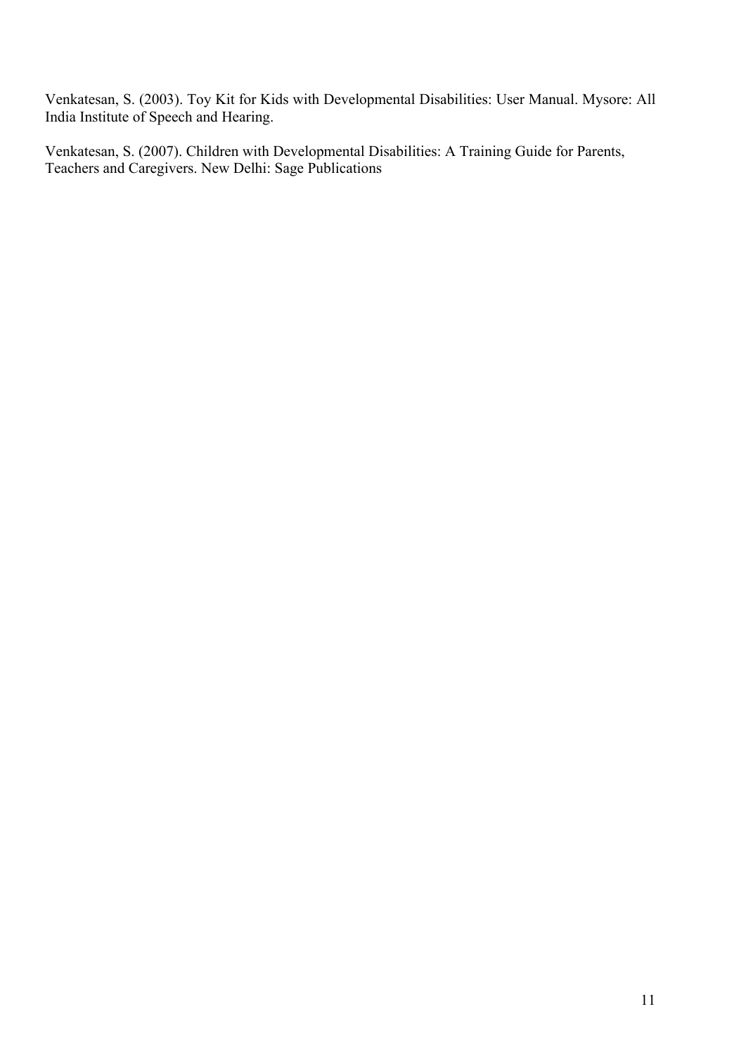Venkatesan, S. (2003). Toy Kit for Kids with Developmental Disabilities: User Manual. Mysore: All India Institute of Speech and Hearing.

Venkatesan, S. (2007). Children with Developmental Disabilities: A Training Guide for Parents, Teachers and Caregivers. New Delhi: Sage Publications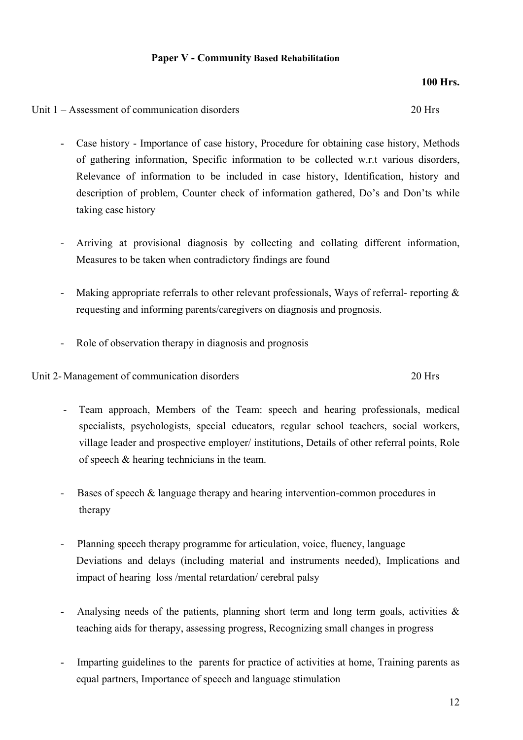## Paper V - Community Based Rehabilitation

**100 Hrs.**

Unit 1 – Assessment of communication disorders 20 Hrs

- Case history - Importance of case history, Procedure for obtaining case history, Methods of gathering information, Specific information to be collected w.r.t various disorders, Relevance of information to be included in case history, Identification, history and description of problem, Counter check of information gathered, Do's and Don'ts while taking case history

- Arriving at provisional diagnosis by collecting and collating different information, Measures to be taken when contradictory findings are found

- Making appropriate referrals to other relevant professionals, Ways of referral- reporting & requesting and informing parents/caregivers on diagnosis and prognosis.

- Role of observation therapy in diagnosis and prognosis

Unit 2- Management of communication disorders 20 Hrs

- Team approach, Members of the Team: speech and hearing professionals, medical specialists, psychologists, special educators, regular school teachers, social workers, village leader and prospective employer/ institutions, Details of other referral points, Role of speech & hearing technicians in the team.

- Bases of speech & language therapy and hearing intervention-common procedures in therapy

- Planning speech therapy programme for articulation, voice, fluency, language Deviations and delays (including material and instruments needed), Implications and impact of hearing loss /mental retardation/ cerebral palsy

- Analysing needs of the patients, planning short term and long term goals, activities & teaching aids for therapy, assessing progress, Recognizing small changes in progress

- Imparting guidelines to the parents for practice of activities at home, Training parents as equal partners, Importance of speech and language stimulation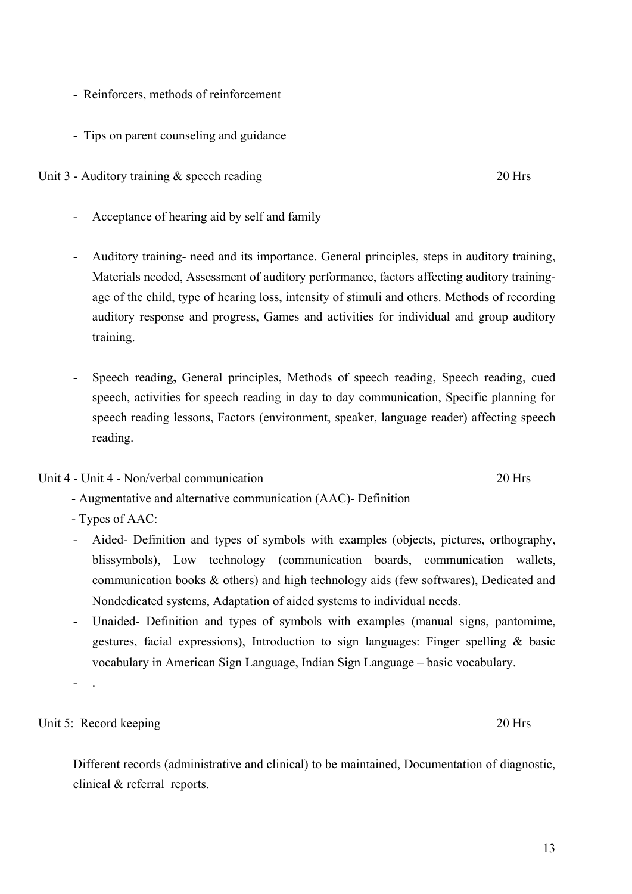- Reinforcers, methods of reinforcement

- Tips on parent counseling and guidance

Unit 3 - Auditory training & speech reading 20 Hrs

- Acceptance of hearing aid by self and family

- Auditory training- need and its importance. General principles, steps in auditory training, Materials needed, Assessment of auditory performance, factors affecting auditory training- age of the child, type of hearing loss, intensity of stimuli and others. Methods of recording auditory response and progress, Games and activities for individual and group auditory training.

- Speech reading**,** General principles, Methods of speech reading, Speech reading, cued speech, activities for speech reading in day to day communication, Specific planning for speech reading lessons, Factors (environment, speaker, language reader) affecting speech reading.

Unit 4 - Unit 4 - Non/verbal communication 20 Hrs

- Augmentative and alternative communication (AAC)- Definition
- Types of AAC:
- Aided- Definition and types of symbols with examples (objects, pictures, orthography, blissymbols), Low technology (communication boards, communication wallets, communication books & others) and high technology aids (few softwares), Dedicated and Nondedicated systems, Adaptation of aided systems to individual needs.
- Unaided- Definition and types of symbols with examples (manual signs, pantomime, gestures, facial expressions), Introduction to sign languages: Finger spelling & basic vocabulary in American Sign Language, Indian Sign Language – basic vocabulary.
- .

Unit 5: Record keeping 20 Hrs

Different records (administrative and clinical) to be maintained, Documentation of diagnostic, clinical & referral reports.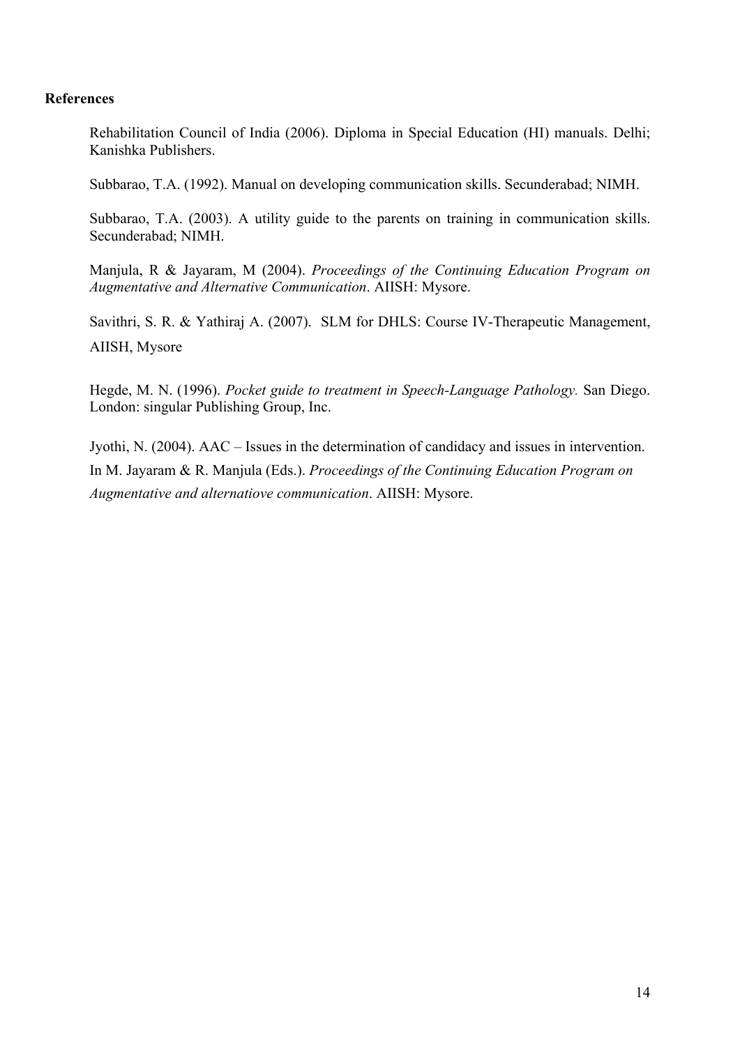**References**

Rehabilitation Council of India (2006). Diploma in Special Education (HI) manuals. Delhi; Kanishka Publishers.

Subbarao, T.A. (1992). Manual on developing communication skills. Secunderabad; NIMH.

Subbarao, T.A. (2003). A utility guide to the parents on training in communication skills. Secunderabad; NIMH.

Manjula, R & Jayaram, M (2004). *Proceedings of the Continuing Education Program on Augmentative and Alternative Communication*. AIISH: Mysore.

Savithri, S. R. & Yathiraj A. (2007). SLM for DHLS: Course IV-Therapeutic Management, AIISH, Mysore

Hegde, M. N. (1996). *Pocket guide to treatment in Speech-Language Pathology.* San Diego. London: singular Publishing Group, Inc.

Jyothi, N. (2004). AAC – Issues in the determination of candidacy and issues in intervention. In M. Jayaram & R. Manjula (Eds.). *Proceedings of the Continuing Education Program on Augmentative and alternatiove communication*. AIISH: Mysore.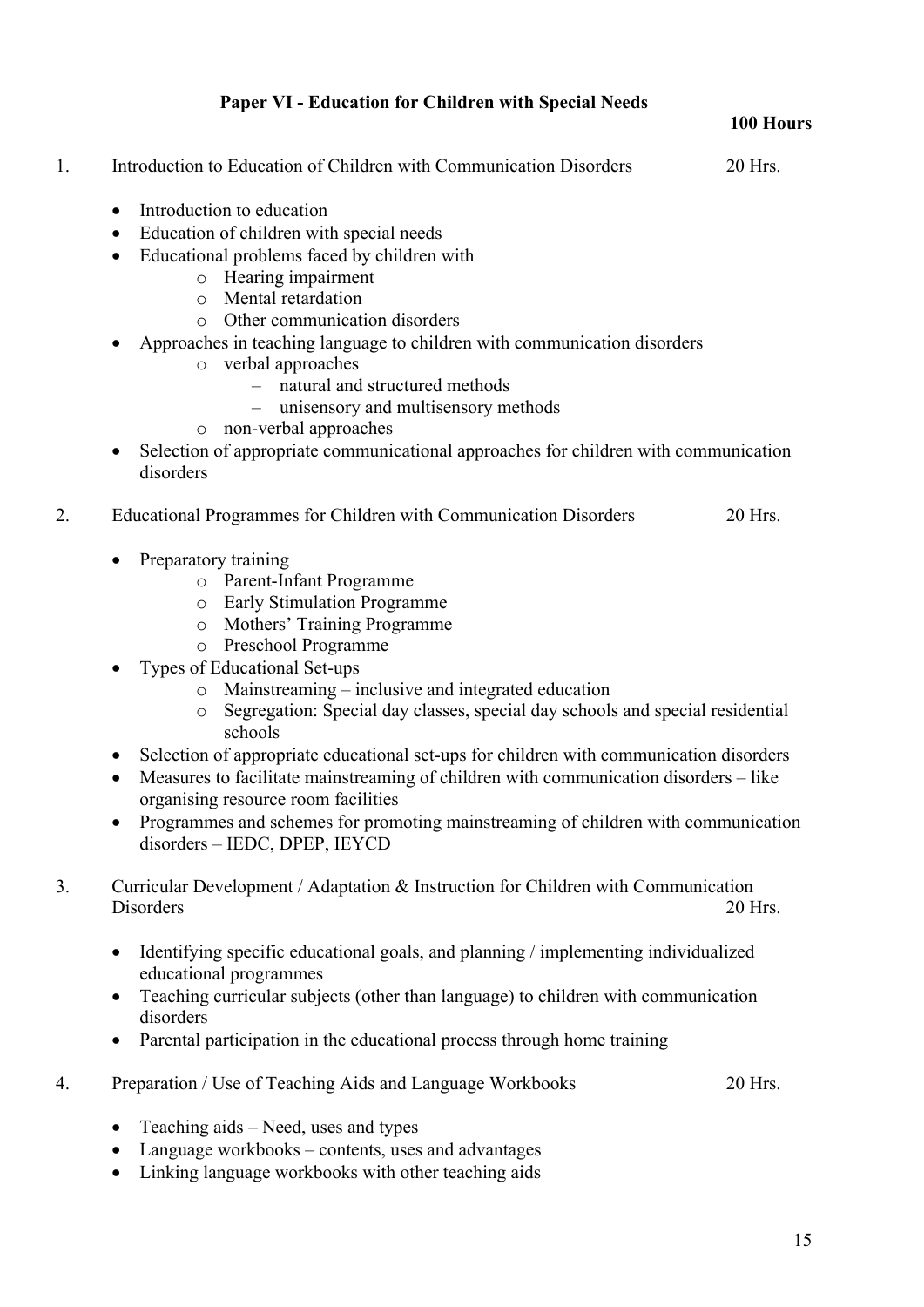## Paper VI - Education for Children with Special Needs

**100 Hours**

1. Introduction to Education of Children with Communication Disorders — 20 Hrs.

   - Introduction to education
   - Education of children with special needs
   - Educational problems faced by children with
     - Hearing impairment
     - Mental retardation
     - Other communication disorders
   - Approaches in teaching language to children with communication disorders
     - verbal approaches
       - natural and structured methods
       - unisensory and multisensory methods
     - non-verbal approaches
   - Selection of appropriate communicational approaches for children with communication disorders

2. Educational Programmes for Children with Communication Disorders — 20 Hrs.

   - Preparatory training
     - Parent-Infant Programme
     - Early Stimulation Programme
     - Mothers' Training Programme
     - Preschool Programme
   - Types of Educational Set-ups
     - Mainstreaming – inclusive and integrated education
     - Segregation: Special day classes, special day schools and special residential schools
   - Selection of appropriate educational set-ups for children with communication disorders
   - Measures to facilitate mainstreaming of children with communication disorders – like organising resource room facilities
   - Programmes and schemes for promoting mainstreaming of children with communication disorders – IEDC, DPEP, IEYCD

3. Curricular Development / Adaptation & Instruction for Children with Communication Disorders — 20 Hrs.

   - Identifying specific educational goals, and planning / implementing individualized educational programmes
   - Teaching curricular subjects (other than language) to children with communication disorders
   - Parental participation in the educational process through home training

4. Preparation / Use of Teaching Aids and Language Workbooks — 20 Hrs.

   - Teaching aids – Need, uses and types
   - Language workbooks – contents, uses and advantages
   - Linking language workbooks with other teaching aids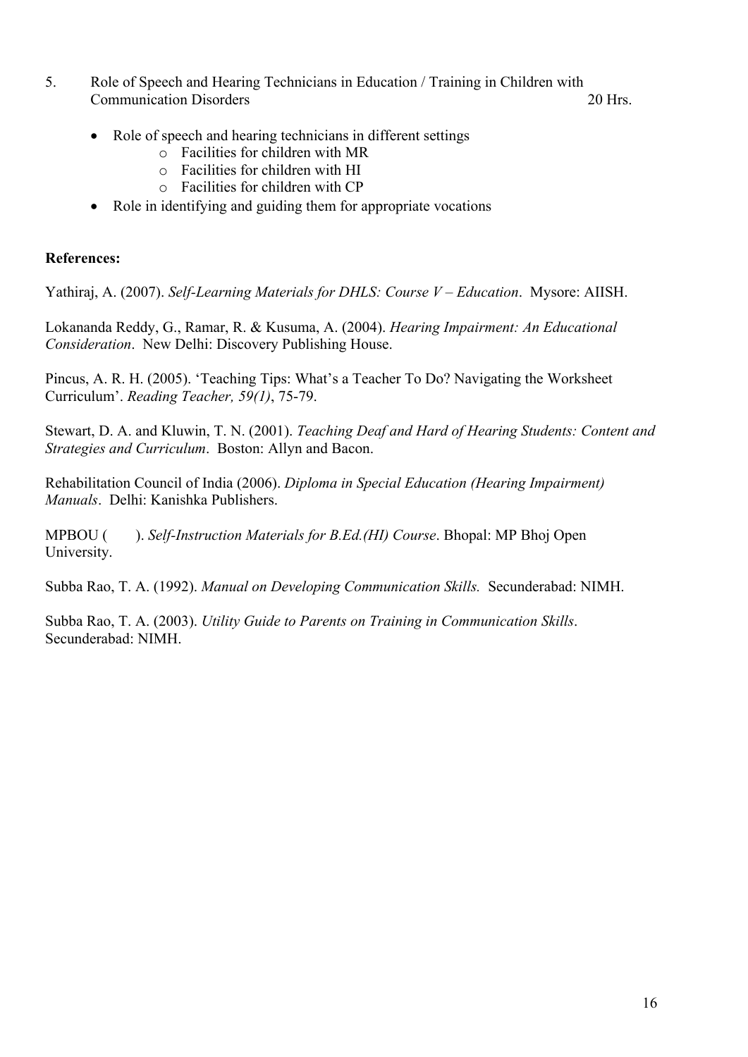5. Role of Speech and Hearing Technicians in Education / Training in Children with Communication Disorders 20 Hrs.

- Role of speech and hearing technicians in different settings
  - Facilities for children with MR
  - Facilities for children with HI
  - Facilities for children with CP
- Role in identifying and guiding them for appropriate vocations

**References:**

Yathiraj, A. (2007). *Self-Learning Materials for DHLS: Course V – Education*. Mysore: AIISH.

Lokananda Reddy, G., Ramar, R. & Kusuma, A. (2004). *Hearing Impairment: An Educational Consideration*. New Delhi: Discovery Publishing House.

Pincus, A. R. H. (2005). 'Teaching Tips: What's a Teacher To Do? Navigating the Worksheet Curriculum'. *Reading Teacher, 59(1)*, 75-79.

Stewart, D. A. and Kluwin, T. N. (2001). *Teaching Deaf and Hard of Hearing Students: Content and Strategies and Curriculum*. Boston: Allyn and Bacon.

Rehabilitation Council of India (2006). *Diploma in Special Education (Hearing Impairment) Manuals*. Delhi: Kanishka Publishers.

MPBOU ( ). *Self-Instruction Materials for B.Ed.(HI) Course*. Bhopal: MP Bhoj Open University.

Subba Rao, T. A. (1992). *Manual on Developing Communication Skills.* Secunderabad: NIMH.

Subba Rao, T. A. (2003). *Utility Guide to Parents on Training in Communication Skills*. Secunderabad: NIMH.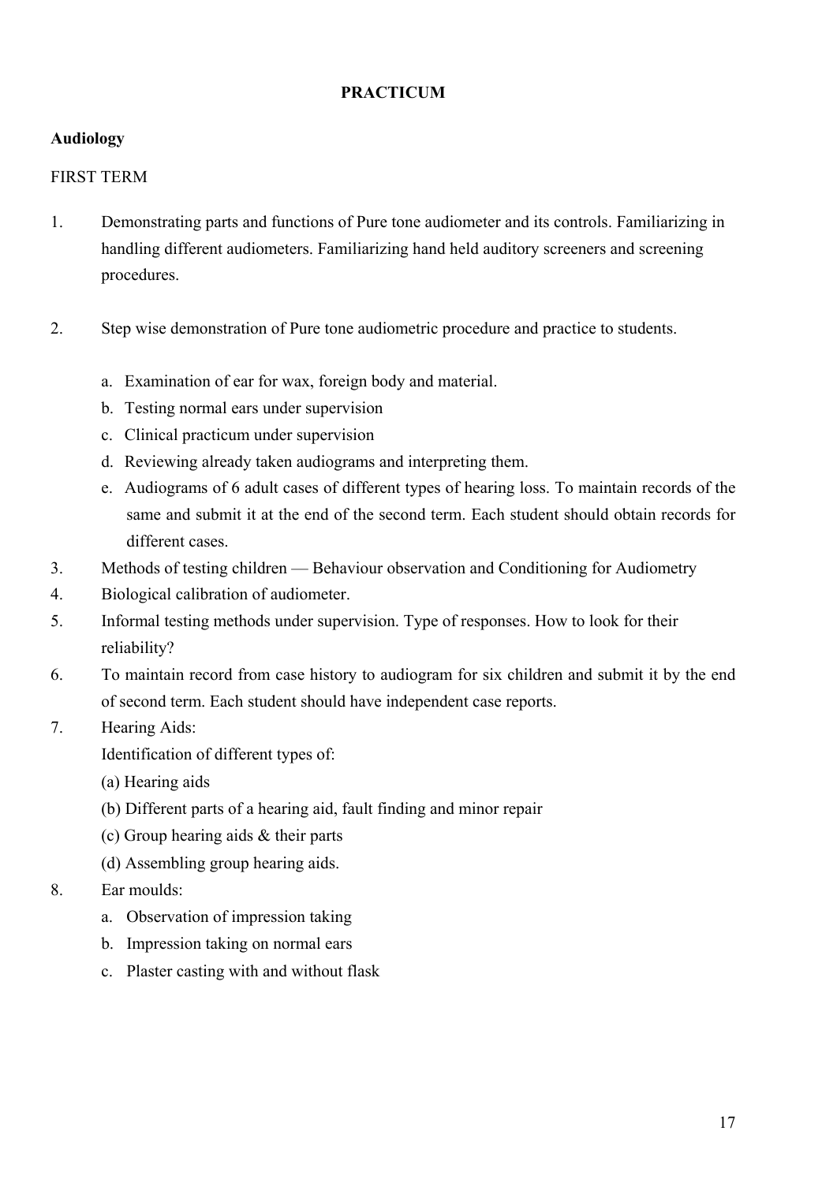# PRACTICUM

**Audiology**

FIRST TERM

1. Demonstrating parts and functions of Pure tone audiometer and its controls. Familiarizing in handling different audiometers. Familiarizing hand held auditory screeners and screening procedures.

2. Step wise demonstration of Pure tone audiometric procedure and practice to students.

   a. Examination of ear for wax, foreign body and material.
   b. Testing normal ears under supervision
   c. Clinical practicum under supervision
   d. Reviewing already taken audiograms and interpreting them.
   e. Audiograms of 6 adult cases of different types of hearing loss. To maintain records of the same and submit it at the end of the second term. Each student should obtain records for different cases.

3. Methods of testing children — Behaviour observation and Conditioning for Audiometry
4. Biological calibration of audiometer.
5. Informal testing methods under supervision. Type of responses. How to look for their reliability?
6. To maintain record from case history to audiogram for six children and submit it by the end of second term. Each student should have independent case reports.
7. Hearing Aids:

   Identification of different types of:

   (a) Hearing aids

   (b) Different parts of a hearing aid, fault finding and minor repair

   (c) Group hearing aids & their parts

   (d) Assembling group hearing aids.

8. Ear moulds:

   a. Observation of impression taking
   b. Impression taking on normal ears
   c. Plaster casting with and without flask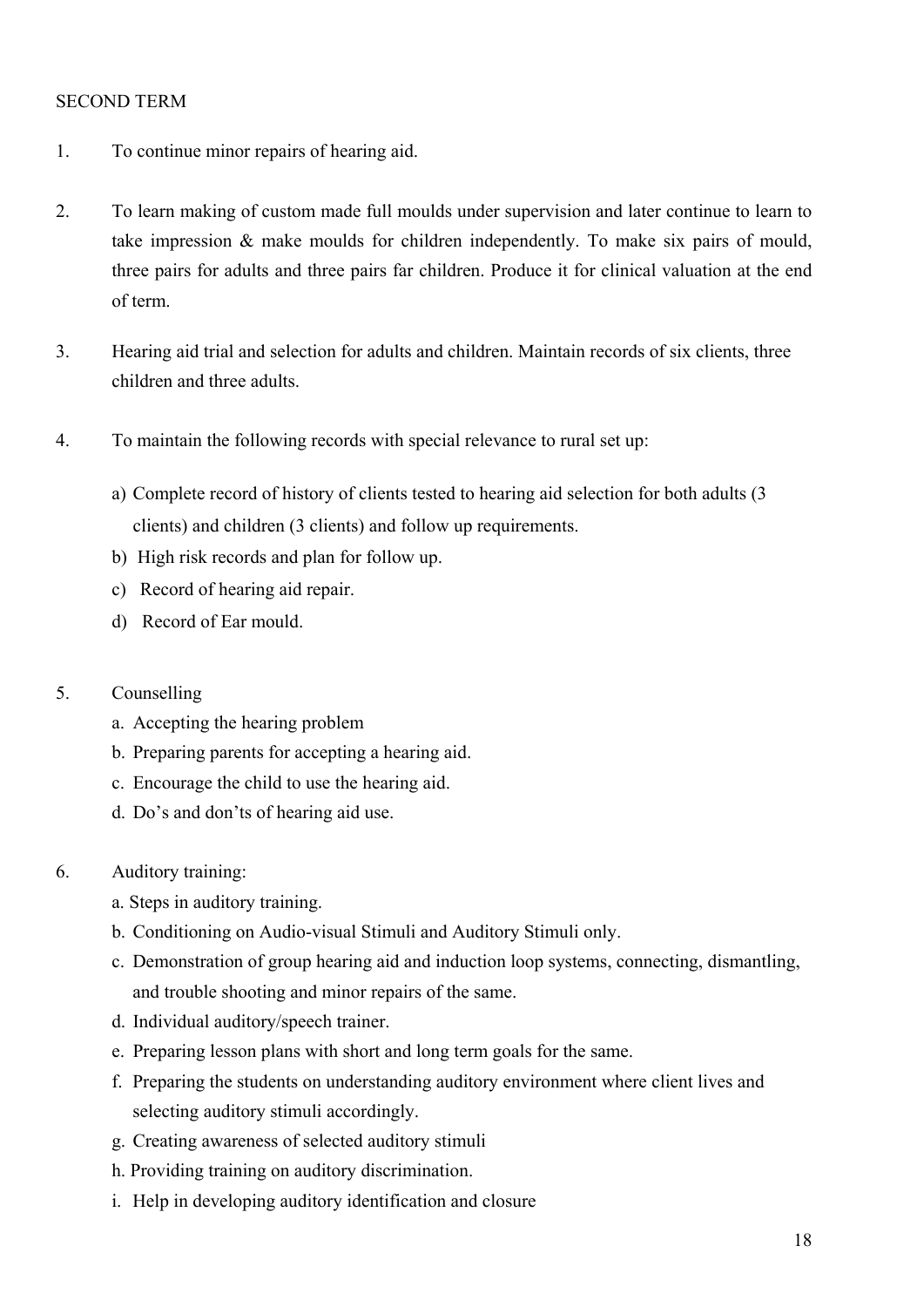SECOND TERM

1. To continue minor repairs of hearing aid.

2. To learn making of custom made full moulds under supervision and later continue to learn to take impression & make moulds for children independently. To make six pairs of mould, three pairs for adults and three pairs far children. Produce it for clinical valuation at the end of term.

3. Hearing aid trial and selection for adults and children. Maintain records of six clients, three children and three adults.

4. To maintain the following records with special relevance to rural set up:

   a) Complete record of history of clients tested to hearing aid selection for both adults (3 clients) and children (3 clients) and follow up requirements.
   b) High risk records and plan for follow up.
   c) Record of hearing aid repair.
   d) Record of Ear mould.

5. Counselling
   a. Accepting the hearing problem
   b. Preparing parents for accepting a hearing aid.
   c. Encourage the child to use the hearing aid.
   d. Do's and don'ts of hearing aid use.

6. Auditory training:
   a. Steps in auditory training.
   b. Conditioning on Audio-visual Stimuli and Auditory Stimuli only.
   c. Demonstration of group hearing aid and induction loop systems, connecting, dismantling, and trouble shooting and minor repairs of the same.
   d. Individual auditory/speech trainer.
   e. Preparing lesson plans with short and long term goals for the same.
   f. Preparing the students on understanding auditory environment where client lives and selecting auditory stimuli accordingly.
   g. Creating awareness of selected auditory stimuli
   h. Providing training on auditory discrimination.
   i. Help in developing auditory identification and closure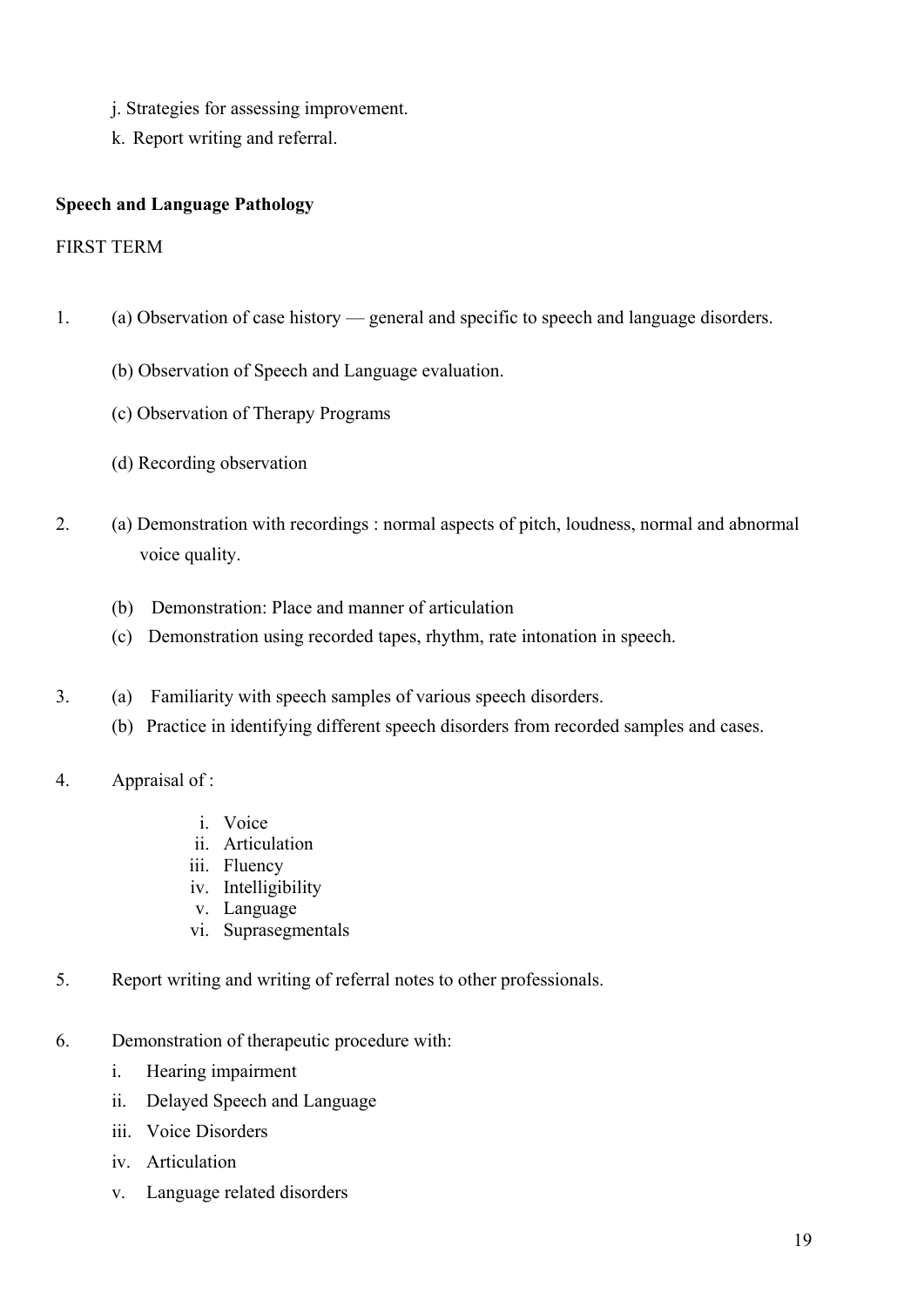j. Strategies for assessing improvement.

k. Report writing and referral.

**Speech and Language Pathology**

FIRST TERM

1. (a) Observation of case history — general and specific to speech and language disorders.

   (b) Observation of Speech and Language evaluation.

   (c) Observation of Therapy Programs

   (d) Recording observation

2. (a) Demonstration with recordings : normal aspects of pitch, loudness, normal and abnormal voice quality.

   (b) Demonstration: Place and manner of articulation

   (c) Demonstration using recorded tapes, rhythm, rate intonation in speech.

3. (a) Familiarity with speech samples of various speech disorders.

   (b) Practice in identifying different speech disorders from recorded samples and cases.

4. Appraisal of :

   i. Voice
   ii. Articulation
   iii. Fluency
   iv. Intelligibility
   v. Language
   vi. Suprasegmentals

5. Report writing and writing of referral notes to other professionals.

6. Demonstration of therapeutic procedure with:

   i. Hearing impairment
   ii. Delayed Speech and Language
   iii. Voice Disorders
   iv. Articulation
   v. Language related disorders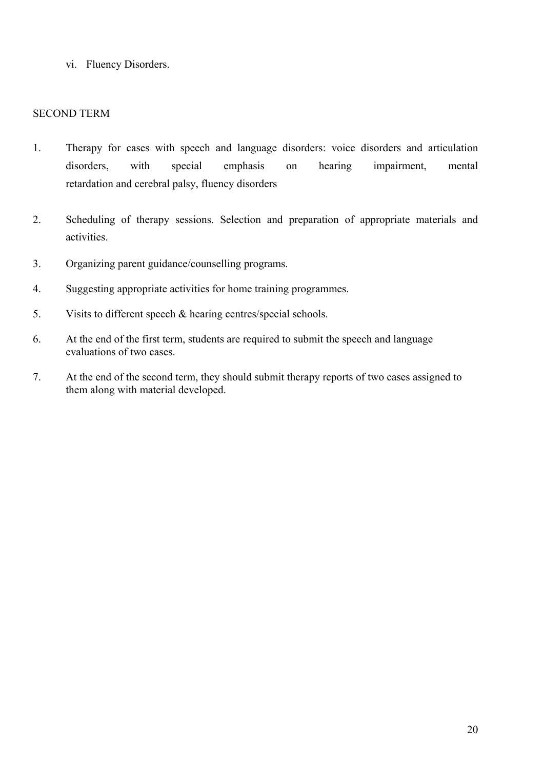vi. Fluency Disorders.

SECOND TERM

1. Therapy for cases with speech and language disorders: voice disorders and articulation disorders, with special emphasis on hearing impairment, mental retardation and cerebral palsy, fluency disorders

2. Scheduling of therapy sessions. Selection and preparation of appropriate materials and activities.

3. Organizing parent guidance/counselling programs.

4. Suggesting appropriate activities for home training programmes.

5. Visits to different speech & hearing centres/special schools.

6. At the end of the first term, students are required to submit the speech and language evaluations of two cases.

7. At the end of the second term, they should submit therapy reports of two cases assigned to them along with material developed.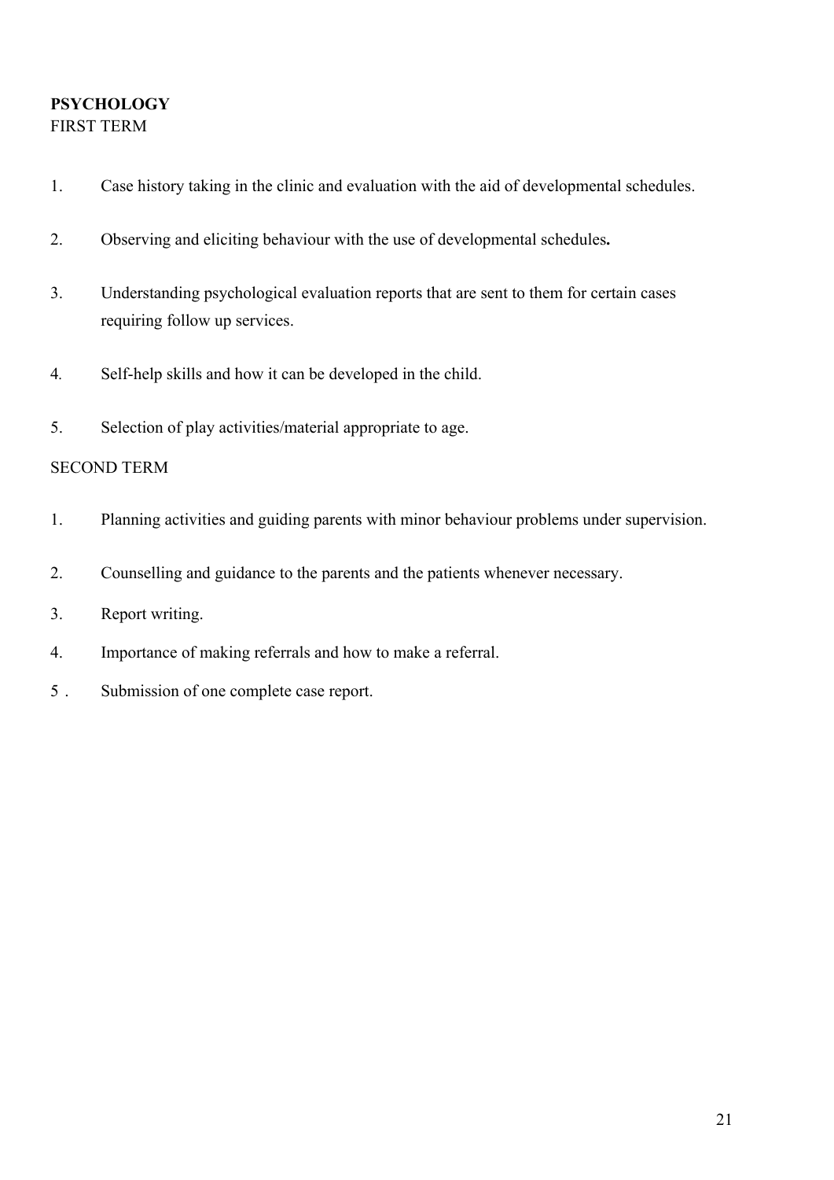**PSYCHOLOGY**

FIRST TERM

1. Case history taking in the clinic and evaluation with the aid of developmental schedules.
2. Observing and eliciting behaviour with the use of developmental schedules**.**
3. Understanding psychological evaluation reports that are sent to them for certain cases requiring follow up services.
4. Self-help skills and how it can be developed in the child.
5. Selection of play activities/material appropriate to age.

SECOND TERM

1. Planning activities and guiding parents with minor behaviour problems under supervision.
2. Counselling and guidance to the parents and the patients whenever necessary.
3. Report writing.
4. Importance of making referrals and how to make a referral.
5. Submission of one complete case report.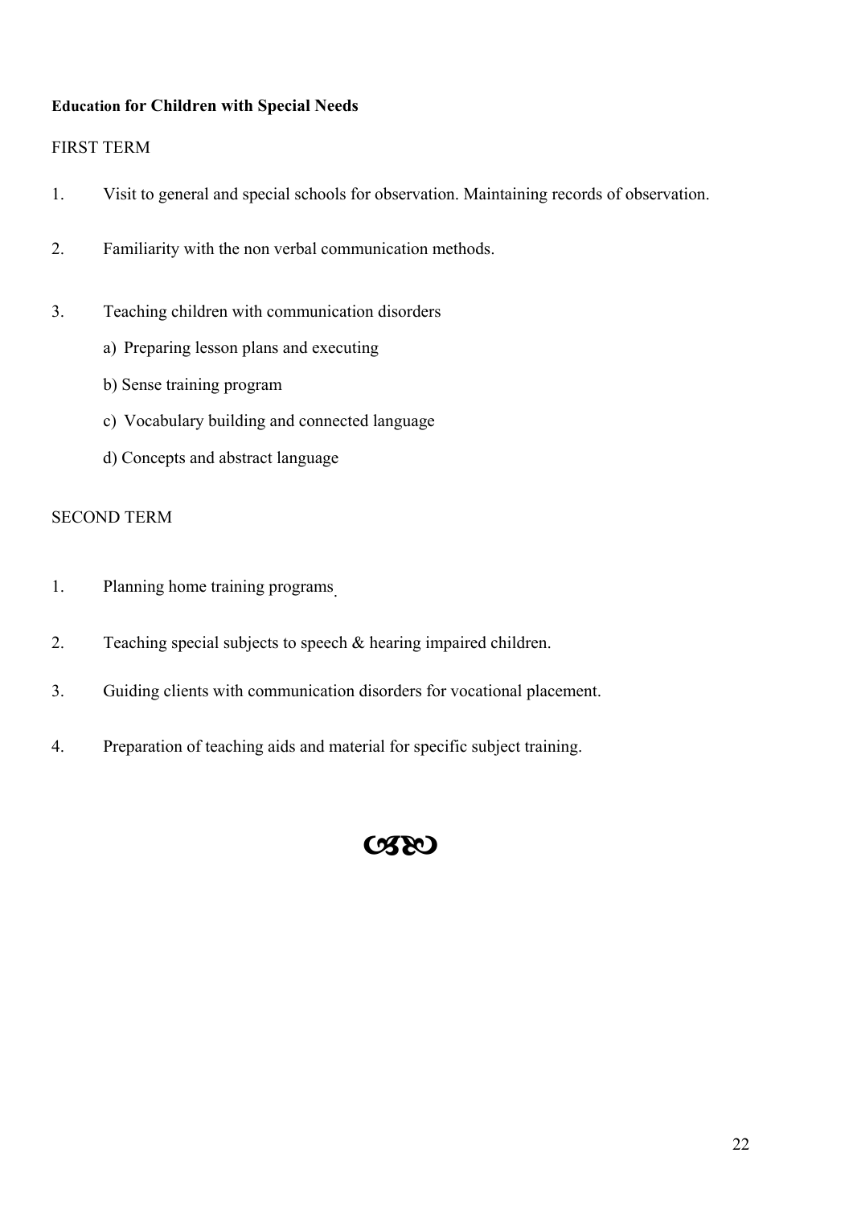**Education for Children with Special Needs**

FIRST TERM

1. Visit to general and special schools for observation. Maintaining records of observation.

2. Familiarity with the non verbal communication methods.

3. Teaching children with communication disorders
   - a) Preparing lesson plans and executing
   - b) Sense training program
   - c) Vocabulary building and connected language
   - d) Concepts and abstract language

SECOND TERM

1. Planning home training programs.

2. Teaching special subjects to speech & hearing impaired children.

3. Guiding clients with communication disorders for vocational placement.

4. Preparation of teaching aids and material for specific subject training.